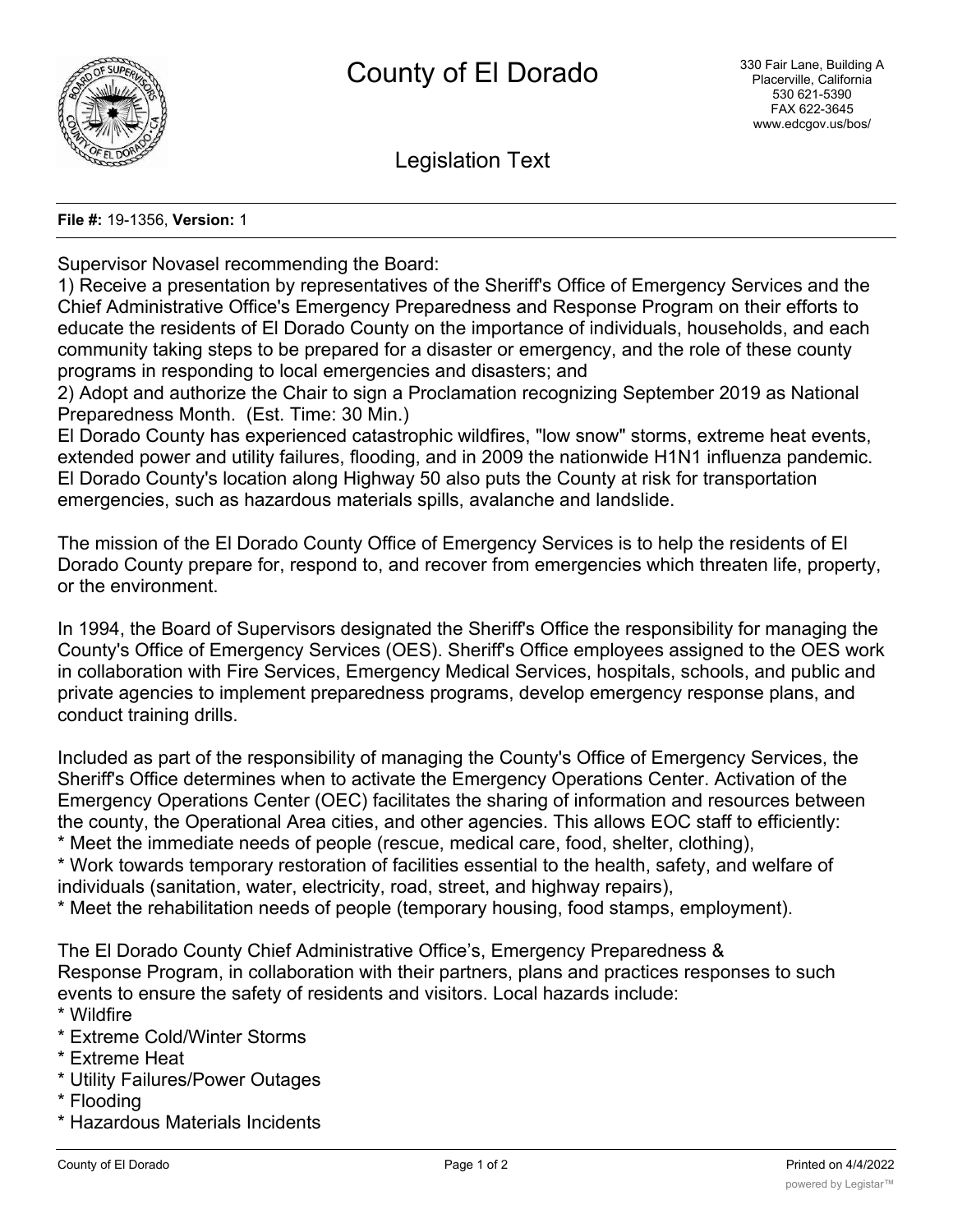# County of El Dorado

330 Fair Lane, Building A
Placerville, California
530 621-5390
FAX 622-3645
www.edcgov.us/bos/

## Legislation Text

**File #:** 19-1356, **Version:** 1

Supervisor Novasel recommending the Board:
1) Receive a presentation by representatives of the Sheriff's Office of Emergency Services and the Chief Administrative Office's Emergency Preparedness and Response Program on their efforts to educate the residents of El Dorado County on the importance of individuals, households, and each community taking steps to be prepared for a disaster or emergency, and the role of these county programs in responding to local emergencies and disasters; and
2) Adopt and authorize the Chair to sign a Proclamation recognizing September 2019 as National Preparedness Month. (Est. Time: 30 Min.)
El Dorado County has experienced catastrophic wildfires, "low snow" storms, extreme heat events, extended power and utility failures, flooding, and in 2009 the nationwide H1N1 influenza pandemic. El Dorado County's location along Highway 50 also puts the County at risk for transportation emergencies, such as hazardous materials spills, avalanche and landslide.

The mission of the El Dorado County Office of Emergency Services is to help the residents of El Dorado County prepare for, respond to, and recover from emergencies which threaten life, property, or the environment.

In 1994, the Board of Supervisors designated the Sheriff's Office the responsibility for managing the County's Office of Emergency Services (OES). Sheriff's Office employees assigned to the OES work in collaboration with Fire Services, Emergency Medical Services, hospitals, schools, and public and private agencies to implement preparedness programs, develop emergency response plans, and conduct training drills.

Included as part of the responsibility of managing the County's Office of Emergency Services, the Sheriff's Office determines when to activate the Emergency Operations Center. Activation of the Emergency Operations Center (OEC) facilitates the sharing of information and resources between the county, the Operational Area cities, and other agencies. This allows EOC staff to efficiently:
* Meet the immediate needs of people (rescue, medical care, food, shelter, clothing),
* Work towards temporary restoration of facilities essential to the health, safety, and welfare of individuals (sanitation, water, electricity, road, street, and highway repairs),
* Meet the rehabilitation needs of people (temporary housing, food stamps, employment).

The El Dorado County Chief Administrative Office’s, Emergency Preparedness & Response Program, in collaboration with their partners, plans and practices responses to such events to ensure the safety of residents and visitors. Local hazards include:
* Wildfire
* Extreme Cold/Winter Storms
* Extreme Heat
* Utility Failures/Power Outages
* Flooding
* Hazardous Materials Incidents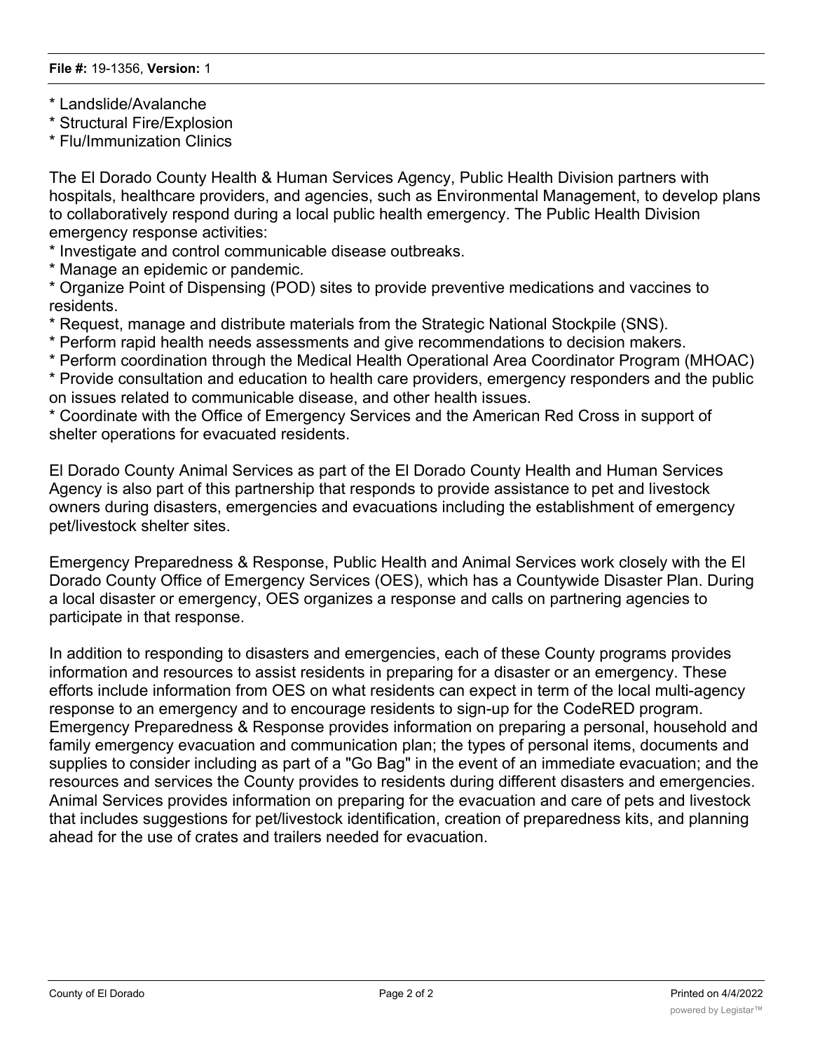* Landslide/Avalanche
* Structural Fire/Explosion
* Flu/Immunization Clinics

The El Dorado County Health & Human Services Agency, Public Health Division partners with hospitals, healthcare providers, and agencies, such as Environmental Management, to develop plans to collaboratively respond during a local public health emergency. The Public Health Division emergency response activities:

* Investigate and control communicable disease outbreaks.
* Manage an epidemic or pandemic.
* Organize Point of Dispensing (POD) sites to provide preventive medications and vaccines to residents.
* Request, manage and distribute materials from the Strategic National Stockpile (SNS).
* Perform rapid health needs assessments and give recommendations to decision makers.
* Perform coordination through the Medical Health Operational Area Coordinator Program (MHOAC)
* Provide consultation and education to health care providers, emergency responders and the public on issues related to communicable disease, and other health issues.
* Coordinate with the Office of Emergency Services and the American Red Cross in support of shelter operations for evacuated residents.

El Dorado County Animal Services as part of the El Dorado County Health and Human Services Agency is also part of this partnership that responds to provide assistance to pet and livestock owners during disasters, emergencies and evacuations including the establishment of emergency pet/livestock shelter sites.

Emergency Preparedness & Response, Public Health and Animal Services work closely with the El Dorado County Office of Emergency Services (OES), which has a Countywide Disaster Plan. During a local disaster or emergency, OES organizes a response and calls on partnering agencies to participate in that response.

In addition to responding to disasters and emergencies, each of these County programs provides information and resources to assist residents in preparing for a disaster or an emergency. These efforts include information from OES on what residents can expect in term of the local multi-agency response to an emergency and to encourage residents to sign-up for the CodeRED program. Emergency Preparedness & Response provides information on preparing a personal, household and family emergency evacuation and communication plan; the types of personal items, documents and supplies to consider including as part of a "Go Bag" in the event of an immediate evacuation; and the resources and services the County provides to residents during different disasters and emergencies. Animal Services provides information on preparing for the evacuation and care of pets and livestock that includes suggestions for pet/livestock identification, creation of preparedness kits, and planning ahead for the use of crates and trailers needed for evacuation.